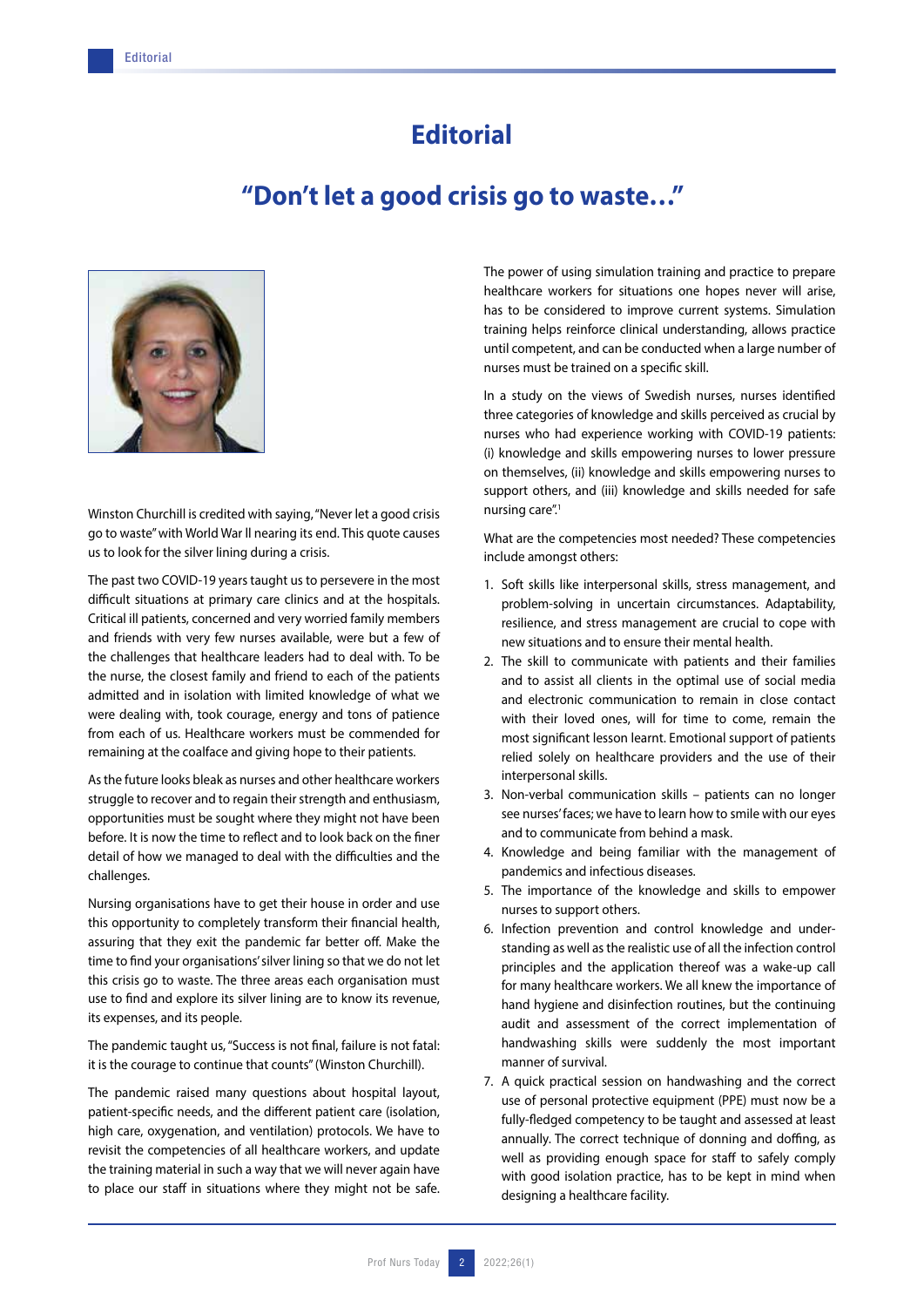# Editorial

## "Don't let a good crisis go to waste…"

Winston Churchill is credited with saying, "Never let a good crisis go to waste" with World War II nearing its end. This quote causes us to look for the silver lining during a crisis.

The past two COVID-19 years taught us to persevere in the most difficult situations at primary care clinics and at the hospitals. Critical ill patients, concerned and very worried family members and friends with very few nurses available, were but a few of the challenges that healthcare leaders had to deal with. To be the nurse, the closest family and friend to each of the patients admitted and in isolation with limited knowledge of what we were dealing with, took courage, energy and tons of patience from each of us. Healthcare workers must be commended for remaining at the coalface and giving hope to their patients.

As the future looks bleak as nurses and other healthcare workers struggle to recover and to regain their strength and enthusiasm, opportunities must be sought where they might not have been before. It is now the time to reflect and to look back on the finer detail of how we managed to deal with the difficulties and the challenges.

Nursing organisations have to get their house in order and use this opportunity to completely transform their financial health, assuring that they exit the pandemic far better off. Make the time to find your organisations' silver lining so that we do not let this crisis go to waste. The three areas each organisation must use to find and explore its silver lining are to know its revenue, its expenses, and its people.

The pandemic taught us, "Success is not final, failure is not fatal: it is the courage to continue that counts" (Winston Churchill).

The pandemic raised many questions about hospital layout, patient-specific needs, and the different patient care (isolation, high care, oxygenation, and ventilation) protocols. We have to revisit the competencies of all healthcare workers, and update the training material in such a way that we will never again have to place our staff in situations where they might not be safe.

The power of using simulation training and practice to prepare healthcare workers for situations one hopes never will arise, has to be considered to improve current systems. Simulation training helps reinforce clinical understanding, allows practice until competent, and can be conducted when a large number of nurses must be trained on a specific skill.

In a study on the views of Swedish nurses, nurses identified three categories of knowledge and skills perceived as crucial by nurses who had experience working with COVID-19 patients: (i) knowledge and skills empowering nurses to lower pressure on themselves, (ii) knowledge and skills empowering nurses to support others, and (iii) knowledge and skills needed for safe nursing care".[1]

What are the competencies most needed? These competencies include amongst others:

1. Soft skills like interpersonal skills, stress management, and problem-solving in uncertain circumstances. Adaptability, resilience, and stress management are crucial to cope with new situations and to ensure their mental health.
2. The skill to communicate with patients and their families and to assist all clients in the optimal use of social media and electronic communication to remain in close contact with their loved ones, will for time to come, remain the most significant lesson learnt. Emotional support of patients relied solely on healthcare providers and the use of their interpersonal skills.
3. Non-verbal communication skills – patients can no longer see nurses' faces; we have to learn how to smile with our eyes and to communicate from behind a mask.
4. Knowledge and being familiar with the management of pandemics and infectious diseases.
5. The importance of the knowledge and skills to empower nurses to support others.
6. Infection prevention and control knowledge and understanding as well as the realistic use of all the infection control principles and the application thereof was a wake-up call for many healthcare workers. We all knew the importance of hand hygiene and disinfection routines, but the continuing audit and assessment of the correct implementation of handwashing skills were suddenly the most important manner of survival.
7. A quick practical session on handwashing and the correct use of personal protective equipment (PPE) must now be a fully-fledged competency to be taught and assessed at least annually. The correct technique of donning and doffing, as well as providing enough space for staff to safely comply with good isolation practice, has to be kept in mind when designing a healthcare facility.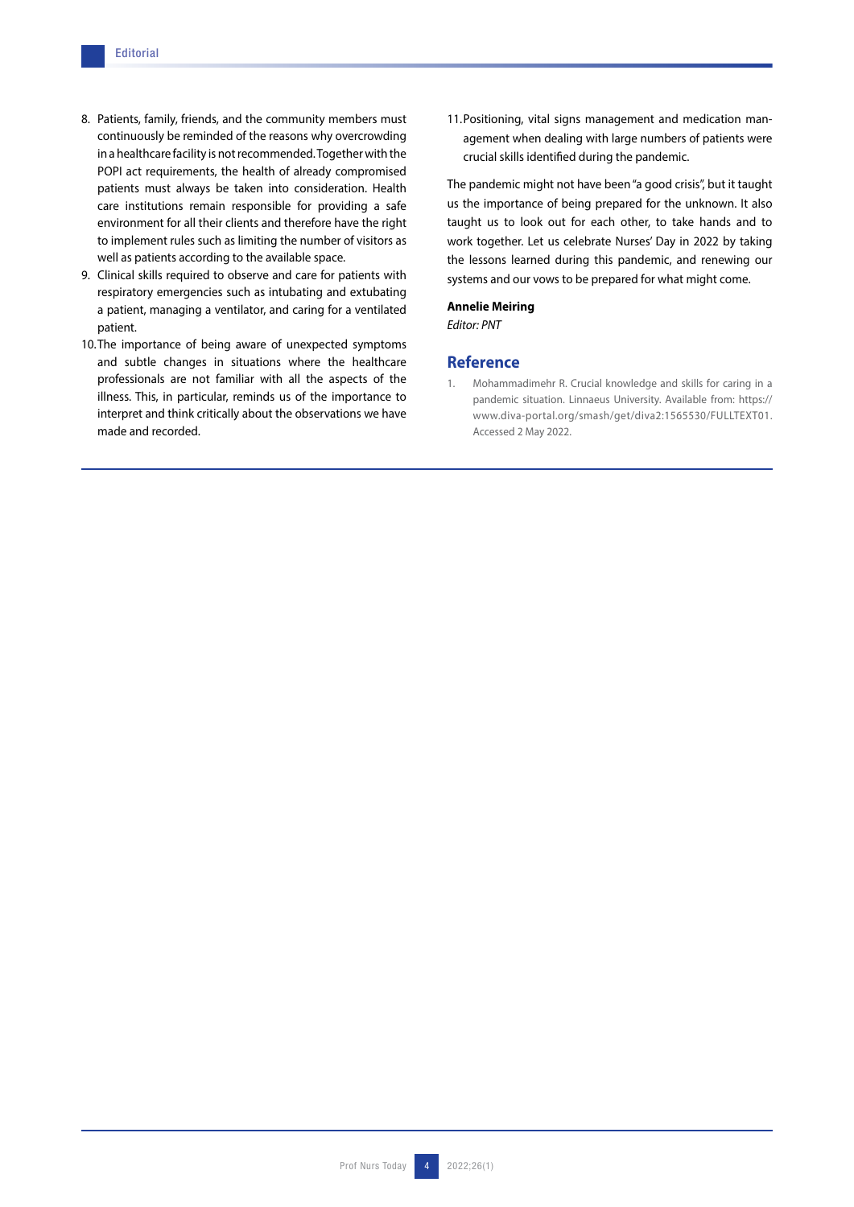8. Patients, family, friends, and the community members must continuously be reminded of the reasons why overcrowding in a healthcare facility is not recommended. Together with the POPI act requirements, the health of already compromised patients must always be taken into consideration. Health care institutions remain responsible for providing a safe environment for all their clients and therefore have the right to implement rules such as limiting the number of visitors as well as patients according to the available space.
9. Clinical skills required to observe and care for patients with respiratory emergencies such as intubating and extubating a patient, managing a ventilator, and caring for a ventilated patient.
10. The importance of being aware of unexpected symptoms and subtle changes in situations where the healthcare professionals are not familiar with all the aspects of the illness. This, in particular, reminds us of the importance to interpret and think critically about the observations we have made and recorded.
11. Positioning, vital signs management and medication management when dealing with large numbers of patients were crucial skills identified during the pandemic.

The pandemic might not have been "a good crisis", but it taught us the importance of being prepared for the unknown. It also taught us to look out for each other, to take hands and to work together. Let us celebrate Nurses' Day in 2022 by taking the lessons learned during this pandemic, and renewing our systems and our vows to be prepared for what might come.

**Annelie Meiring**
*Editor: PNT*

## Reference

1. Mohammadimehr R. Crucial knowledge and skills for caring in a pandemic situation. Linnaeus University. Available from: https://www.diva-portal.org/smash/get/diva2:1565530/FULLTEXT01. Accessed 2 May 2022.